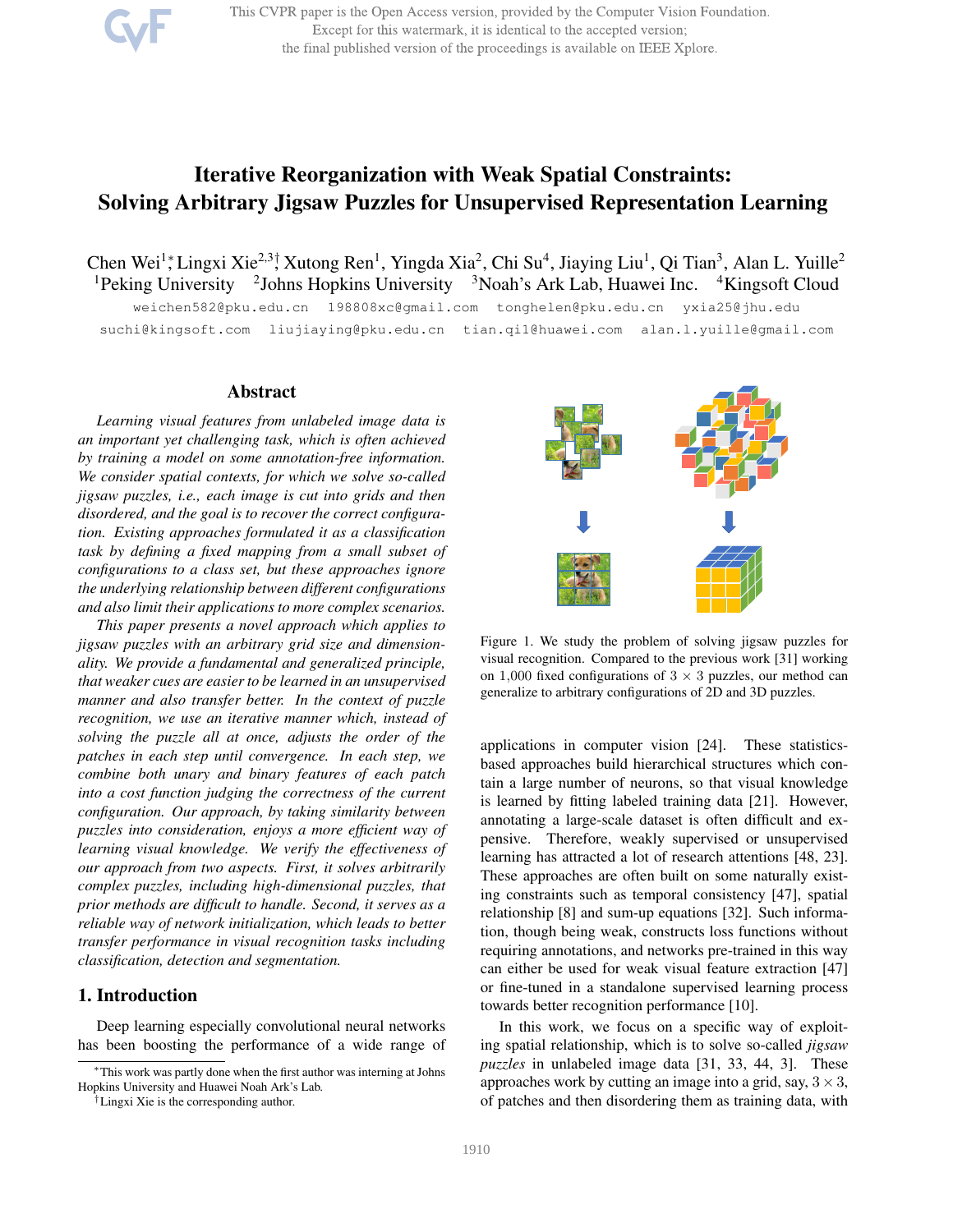# Iterative Reorganization with Weak Spatial Constraints: Solving Arbitrary Jigsaw Puzzles for Unsupervised Representation Learning

Chen Wei[1]*, Lingxi Xie[2,3]†, Xutong Ren[1], Yingda Xia[2], Chi Su[4], Jiaying Liu[1], Qi Tian[3], Alan L. Yuille[2]

[1]Peking University [2]Johns Hopkins University [3]Noah's Ark Lab, Huawei Inc. [4]Kingsoft Cloud

weichen582@pku.edu.cn 198808xc@gmail.com tonghelen@pku.edu.cn yxia25@jhu.edu suchi@kingsoft.com liujiaying@pku.edu.cn tian.qi1@huawei.com alan.l.yuille@gmail.com

## Abstract

*Learning visual features from unlabeled image data is an important yet challenging task, which is often achieved by training a model on some annotation-free information. We consider spatial contexts, for which we solve so-called jigsaw puzzles, i.e., each image is cut into grids and then disordered, and the goal is to recover the correct configuration. Existing approaches formulated it as a classification task by defining a fixed mapping from a small subset of configurations to a class set, but these approaches ignore the underlying relationship between different configurations and also limit their applications to more complex scenarios.*

*This paper presents a novel approach which applies to jigsaw puzzles with an arbitrary grid size and dimensionality. We provide a fundamental and generalized principle, that weaker cues are easier to be learned in an unsupervised manner and also transfer better. In the context of puzzle recognition, we use an iterative manner which, instead of solving the puzzle all at once, adjusts the order of the patches in each step until convergence. In each step, we combine both unary and binary features of each patch into a cost function judging the correctness of the current configuration. Our approach, by taking similarity between puzzles into consideration, enjoys a more efficient way of learning visual knowledge. We verify the effectiveness of our approach from two aspects. First, it solves arbitrarily complex puzzles, including high-dimensional puzzles, that prior methods are difficult to handle. Second, it serves as a reliable way of network initialization, which leads to better transfer performance in visual recognition tasks including classification, detection and segmentation.*

## 1. Introduction

Deep learning especially convolutional neural networks has been boosting the performance of a wide range of applications in computer vision [24]. These statistics-based approaches build hierarchical structures which contain a large number of neurons, so that visual knowledge is learned by fitting labeled training data [21]. However, annotating a large-scale dataset is often difficult and expensive. Therefore, weakly supervised or unsupervised learning has attracted a lot of research attentions [48, 23]. These approaches are often built on some naturally existing constraints such as temporal consistency [47], spatial relationship [8] and sum-up equations [32]. Such information, though being weak, constructs loss functions without requiring annotations, and networks pre-trained in this way can either be used for weak visual feature extraction [47] or fine-tuned in a standalone supervised learning process towards better recognition performance [10].

In this work, we focus on a specific way of exploiting spatial relationship, which is to solve so-called *jigsaw puzzles* in unlabeled image data [31, 33, 44, 3]. These approaches work by cutting an image into a grid, say, $3 \times 3$, of patches and then disordering them as training data, with

Figure 1. We study the problem of solving jigsaw puzzles for visual recognition. Compared to the previous work [31] working on 1,000 fixed configurations of $3 \times 3$ puzzles, our method can generalize to arbitrary configurations of 2D and 3D puzzles.

*This work was partly done when the first author was interning at Johns Hopkins University and Huawei Noah Ark's Lab.

†Lingxi Xie is the corresponding author.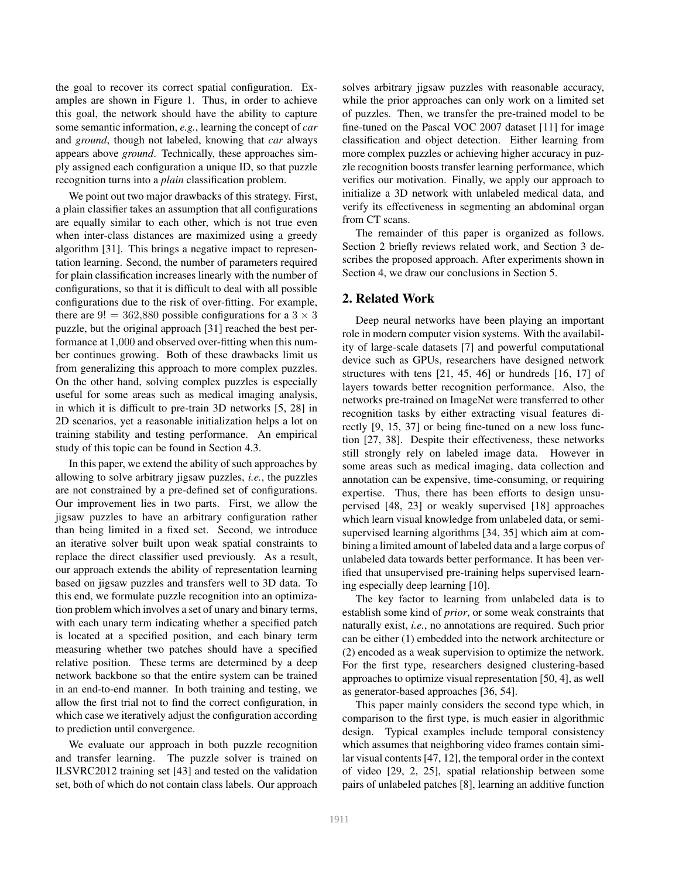the goal to recover its correct spatial configuration. Examples are shown in Figure 1. Thus, in order to achieve this goal, the network should have the ability to capture some semantic information, *e.g.*, learning the concept of *car* and *ground*, though not labeled, knowing that *car* always appears above *ground*. Technically, these approaches simply assigned each configuration a unique ID, so that puzzle recognition turns into a *plain* classification problem.

We point out two major drawbacks of this strategy. First, a plain classifier takes an assumption that all configurations are equally similar to each other, which is not true even when inter-class distances are maximized using a greedy algorithm [31]. This brings a negative impact to representation learning. Second, the number of parameters required for plain classification increases linearly with the number of configurations, so that it is difficult to deal with all possible configurations due to the risk of over-fitting. For example, there are $9! = 362{,}880$ possible configurations for a $3 \times 3$ puzzle, but the original approach [31] reached the best performance at $1{,}000$ and observed over-fitting when this number continues growing. Both of these drawbacks limit us from generalizing this approach to more complex puzzles. On the other hand, solving complex puzzles is especially useful for some areas such as medical imaging analysis, in which it is difficult to pre-train 3D networks [5, 28] in 2D scenarios, yet a reasonable initialization helps a lot on training stability and testing performance. An empirical study of this topic can be found in Section 4.3.

In this paper, we extend the ability of such approaches by allowing to solve arbitrary jigsaw puzzles, *i.e.*, the puzzles are not constrained by a pre-defined set of configurations. Our improvement lies in two parts. First, we allow the jigsaw puzzles to have an arbitrary configuration rather than being limited in a fixed set. Second, we introduce an iterative solver built upon weak spatial constraints to replace the direct classifier used previously. As a result, our approach extends the ability of representation learning based on jigsaw puzzles and transfers well to 3D data. To this end, we formulate puzzle recognition into an optimization problem which involves a set of unary and binary terms, with each unary term indicating whether a specified patch is located at a specified position, and each binary term measuring whether two patches should have a specified relative position. These terms are determined by a deep network backbone so that the entire system can be trained in an end-to-end manner. In both training and testing, we allow the first trial not to find the correct configuration, in which case we iteratively adjust the configuration according to prediction until convergence.

We evaluate our approach in both puzzle recognition and transfer learning. The puzzle solver is trained on ILSVRC2012 training set [43] and tested on the validation set, both of which do not contain class labels. Our approach solves arbitrary jigsaw puzzles with reasonable accuracy, while the prior approaches can only work on a limited set of puzzles. Then, we transfer the pre-trained model to be fine-tuned on the Pascal VOC 2007 dataset [11] for image classification and object detection. Either learning from more complex puzzles or achieving higher accuracy in puzzle recognition boosts transfer learning performance, which verifies our motivation. Finally, we apply our approach to initialize a 3D network with unlabeled medical data, and verify its effectiveness in segmenting an abdominal organ from CT scans.

The remainder of this paper is organized as follows. Section 2 briefly reviews related work, and Section 3 describes the proposed approach. After experiments shown in Section 4, we draw our conclusions in Section 5.

## 2. Related Work

Deep neural networks have been playing an important role in modern computer vision systems. With the availability of large-scale datasets [7] and powerful computational device such as GPUs, researchers have designed network structures with tens [21, 45, 46] or hundreds [16, 17] of layers towards better recognition performance. Also, the networks pre-trained on ImageNet were transferred to other recognition tasks by either extracting visual features directly [9, 15, 37] or being fine-tuned on a new loss function [27, 38]. Despite their effectiveness, these networks still strongly rely on labeled image data. However in some areas such as medical imaging, data collection and annotation can be expensive, time-consuming, or requiring expertise. Thus, there has been efforts to design unsupervised [48, 23] or weakly supervised [18] approaches which learn visual knowledge from unlabeled data, or semi-supervised learning algorithms [34, 35] which aim at combining a limited amount of labeled data and a large corpus of unlabeled data towards better performance. It has been verified that unsupervised pre-training helps supervised learning especially deep learning [10].

The key factor to learning from unlabeled data is to establish some kind of *prior*, or some weak constraints that naturally exist, *i.e.*, no annotations are required. Such prior can be either (1) embedded into the network architecture or (2) encoded as a weak supervision to optimize the network. For the first type, researchers designed clustering-based approaches to optimize visual representation [50, 4], as well as generator-based approaches [36, 54].

This paper mainly considers the second type which, in comparison to the first type, is much easier in algorithmic design. Typical examples include temporal consistency which assumes that neighboring video frames contain similar visual contents [47, 12], the temporal order in the context of video [29, 2, 25], spatial relationship between some pairs of unlabeled patches [8], learning an additive function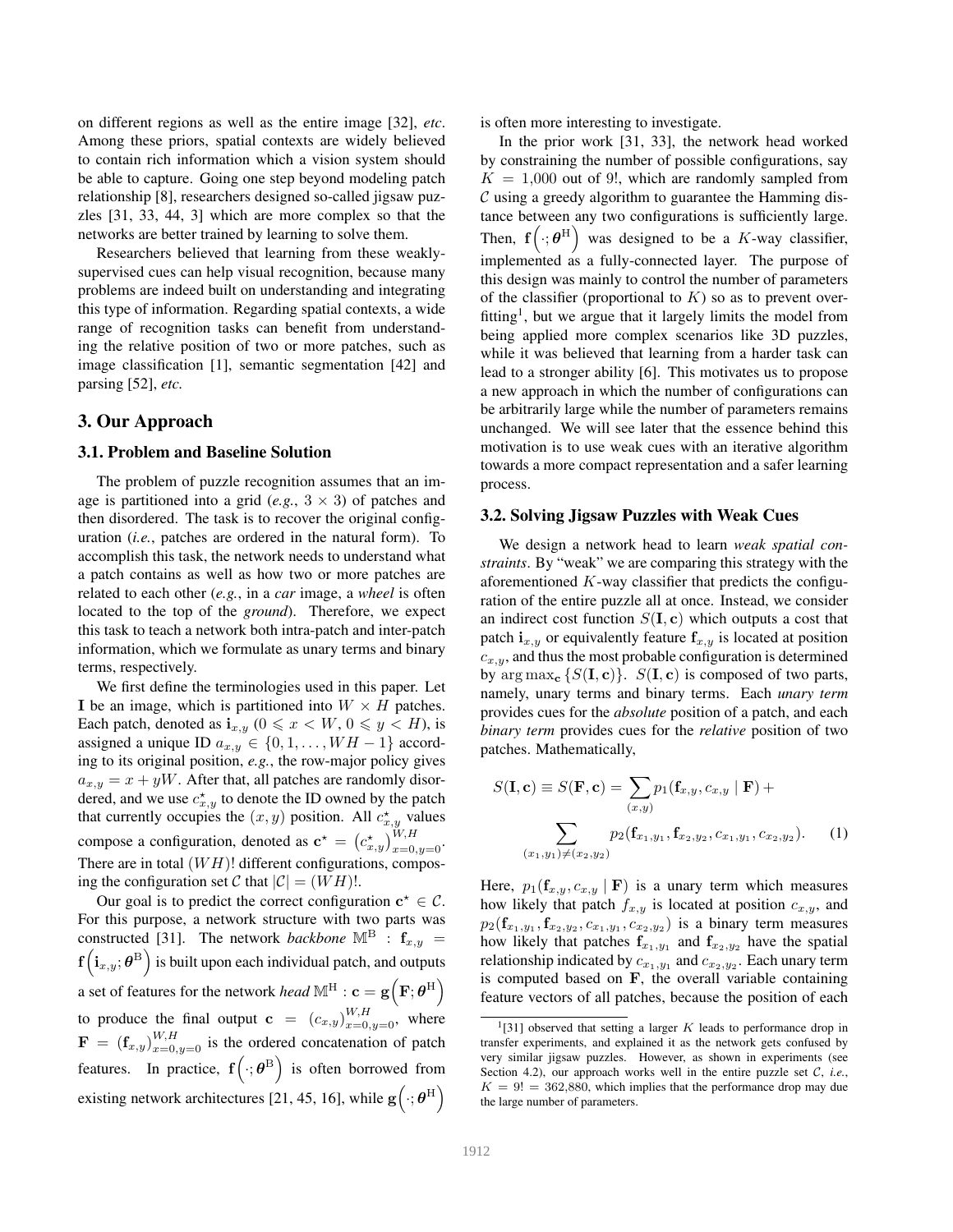on different regions as well as the entire image [32], *etc*. Among these priors, spatial contexts are widely believed to contain rich information which a vision system should be able to capture. Going one step beyond modeling patch relationship [8], researchers designed so-called jigsaw puzzles [31, 33, 44, 3] which are more complex so that the networks are better trained by learning to solve them.

Researchers believed that learning from these weakly-supervised cues can help visual recognition, because many problems are indeed built on understanding and integrating this type of information. Regarding spatial contexts, a wide range of recognition tasks can benefit from understanding the relative position of two or more patches, such as image classification [1], semantic segmentation [42] and parsing [52], *etc*.

## 3. Our Approach

### 3.1. Problem and Baseline Solution

The problem of puzzle recognition assumes that an image is partitioned into a grid (*e.g.*, $3 \times 3$) of patches and then disordered. The task is to recover the original configuration (*i.e.*, patches are ordered in the natural form). To accomplish this task, the network needs to understand what a patch contains as well as how two or more patches are related to each other (*e.g.*, in a *car* image, a *wheel* is often located to the top of the *ground*). Therefore, we expect this task to teach a network both intra-patch and inter-patch information, which we formulate as unary terms and binary terms, respectively.

We first define the terminologies used in this paper. Let $\mathbf{I}$ be an image, which is partitioned into $W \times H$ patches. Each patch, denoted as $\mathbf{i}_{x,y}$ ($0 \leqslant x < W, 0 \leqslant y < H$), is assigned a unique ID $a_{x,y} \in \{0, 1, \ldots, WH-1\}$ according to its original position, *e.g.*, the row-major policy gives $a_{x,y} = x + yW$. After that, all patches are randomly disordered, and we use $c^{\star}_{x,y}$ to denote the ID owned by the patch that currently occupies the $(x, y)$ position. All $c^{\star}_{x,y}$ values compose a configuration, denoted as $\mathbf{c}^{\star} = \left(c^{\star}_{x,y}\right)_{x=0,y=0}^{W,H}$. There are in total $(WH)!$ different configurations, composing the configuration set $\mathcal{C}$ that $|\mathcal{C}| = (WH)!$.

Our goal is to predict the correct configuration $\mathbf{c}^{\star} \in \mathcal{C}$. For this purpose, a network structure with two parts was constructed [31]. The network *backbone* $\mathbb{M}^{\mathrm{B}}$ : $\mathbf{f}_{x,y} = \mathbf{f}\left(\mathbf{i}_{x,y}; \boldsymbol{\theta}^{\mathrm{B}}\right)$ is built upon each individual patch, and outputs a set of features for the network *head* $\mathbb{M}^{\mathrm{H}}$ : $\mathbf{c} = \mathbf{g}\left(\mathbf{F}; \boldsymbol{\theta}^{\mathrm{H}}\right)$ to produce the final output $\mathbf{c} = \left(c_{x,y}\right)_{x=0,y=0}^{W,H}$, where $\mathbf{F} = \left(\mathbf{f}_{x,y}\right)_{x=0,y=0}^{W,H}$ is the ordered concatenation of patch features. In practice, $\mathbf{f}\left(\cdot; \boldsymbol{\theta}^{\mathrm{B}}\right)$ is often borrowed from existing network architectures [21, 45, 16], while $\mathbf{g}\left(\cdot; \boldsymbol{\theta}^{\mathrm{H}}\right)$ is often more interesting to investigate.

In the prior work [31, 33], the network head worked by constraining the number of possible configurations, say $K = 1{,}000$ out of $9!$, which are randomly sampled from $\mathcal{C}$ using a greedy algorithm to guarantee the Hamming distance between any two configurations is sufficiently large. Then, $\mathbf{f}\left(\cdot; \boldsymbol{\theta}^{\mathrm{H}}\right)$ was designed to be a $K$-way classifier, implemented as a fully-connected layer. The purpose of this design was mainly to control the number of parameters of the classifier (proportional to $K$) so as to prevent overfitting[1], but we argue that it largely limits the model from being applied more complex scenarios like 3D puzzles, while it was believed that learning from a harder task can lead to a stronger ability [6]. This motivates us to propose a new approach in which the number of configurations can be arbitrarily large while the number of parameters remains unchanged. We will see later that the essence behind this motivation is to use weak cues with an iterative algorithm towards a more compact representation and a safer learning process.

### 3.2. Solving Jigsaw Puzzles with Weak Cues

We design a network head to learn *weak spatial constraints*. By "weak" we are comparing this strategy with the aforementioned $K$-way classifier that predicts the configuration of the entire puzzle all at once. Instead, we consider an indirect cost function $S(\mathbf{I}, \mathbf{c})$ which outputs a cost that patch $\mathbf{i}_{x,y}$ or equivalently feature $\mathbf{f}_{x,y}$ is located at position $c_{x,y}$, and thus the most probable configuration is determined by $\arg\max_{\mathbf{c}} \{S(\mathbf{I}, \mathbf{c})\}$. $S(\mathbf{I}, \mathbf{c})$ is composed of two parts, namely, unary terms and binary terms. Each *unary term* provides cues for the *absolute* position of a patch, and each *binary term* provides cues for the *relative* position of two patches. Mathematically,

$$
S(\mathbf{I}, \mathbf{c}) \equiv S(\mathbf{F}, \mathbf{c}) = \sum_{(x,y)} p_1(\mathbf{f}_{x,y}, c_{x,y} \mid \mathbf{F}) + \sum_{(x_1,y_1) \neq (x_2,y_2)} p_2(\mathbf{f}_{x_1,y_1}, \mathbf{f}_{x_2,y_2}, c_{x_1,y_1}, c_{x_2,y_2}). \tag{1}
$$

Here, $p_1(\mathbf{f}_{x,y}, c_{x,y} \mid \mathbf{F})$ is a unary term which measures how likely that patch $f_{x,y}$ is located at position $c_{x,y}$, and $p_2(\mathbf{f}_{x_1,y_1}, \mathbf{f}_{x_2,y_2}, c_{x_1,y_1}, c_{x_2,y_2})$ is a binary term which measures how likely that patches $\mathbf{f}_{x_1,y_1}$ and $\mathbf{f}_{x_2,y_2}$ have the spatial relationship indicated by $c_{x_1,y_1}$ and $c_{x_2,y_2}$. Each unary term is computed based on $\mathbf{F}$, the overall variable containing feature vectors of all patches, because the position of each

[1] [31] observed that setting a larger $K$ leads to performance drop in transfer experiments, and explained it as the network gets confused by very similar jigsaw puzzles. However, as shown in experiments (see Section 4.2), our approach works well in the entire puzzle set $\mathcal{C}$, *i.e.*, $K = 9! = 362{,}880$, which implies that the performance drop may due the large number of parameters.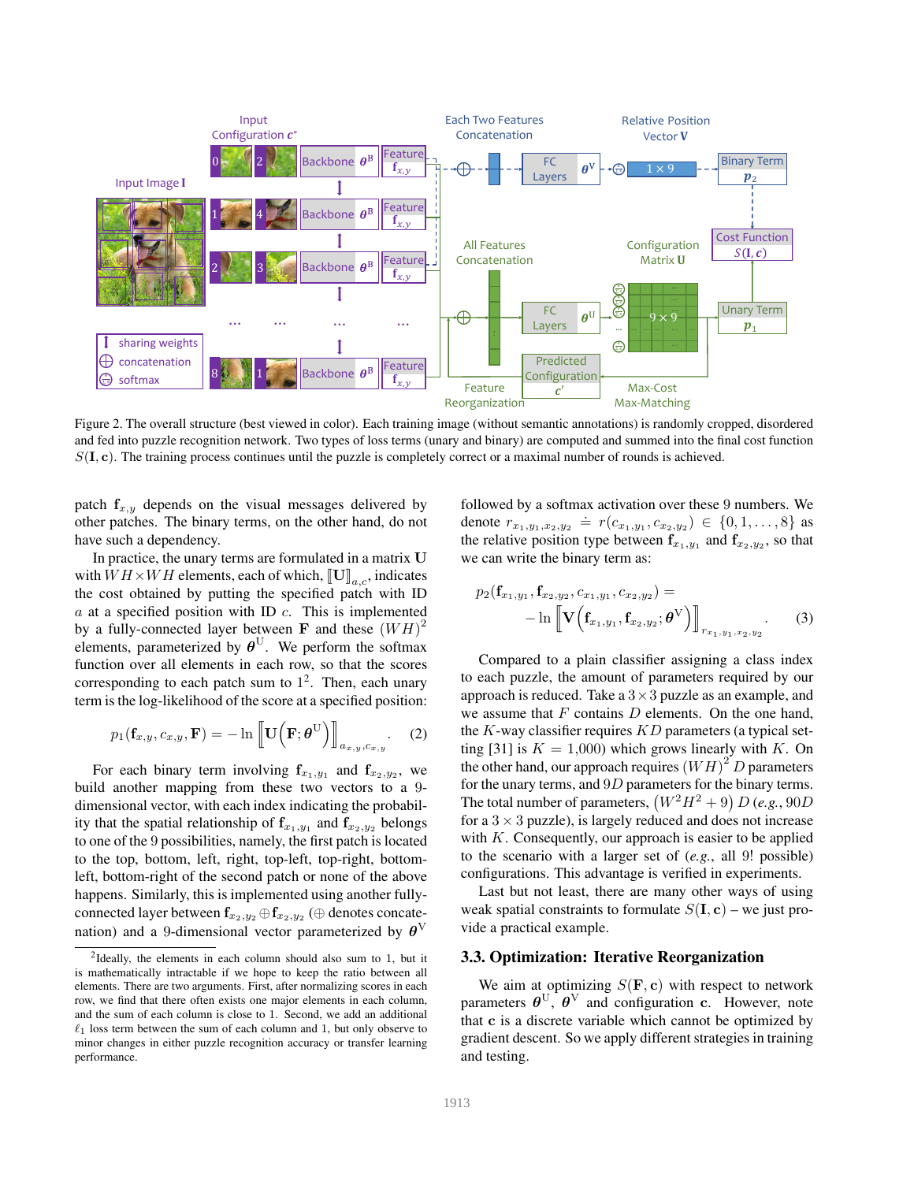Input Configuration $c^*$

Each Two Features Concatenation

Relative Position Vector $\mathbf{V}$

Input Image $\mathbf{I}$

Backbone $\theta^B$

Feature $\mathbf{f}_{x,y}$

FC Layers $\theta^V$

$1 \times 9$

Binary Term $p_2$

Cost Function $S(\mathbf{I}, \mathbf{c})$

All Features Concatenation

Configuration Matrix $\mathbf{U}$

FC Layers $\theta^U$

$9 \times 9$

Unary Term $p_1$

sharing weights

concatenation

softmax

Predicted Configuration $c'$

Feature Reorganization

Max-Cost Max-Matching

Figure 2. The overall structure (best viewed in color). Each training image (without semantic annotations) is randomly cropped, disordered and fed into puzzle recognition network. Two types of loss terms (unary and binary) are computed and summed into the final cost function $S(\mathbf{I}, \mathbf{c})$. The training process continues until the puzzle is completely correct or a maximal number of rounds is achieved.

patch $\mathbf{f}_{x,y}$ depends on the visual messages delivered by other patches. The binary terms, on the other hand, do not have such a dependency.

In practice, the unary terms are formulated in a matrix $\mathbf{U}$ with $WH \times WH$ elements, each of which, $[\![\mathbf{U}]\!]_{a,c}$, indicates the cost obtained by putting the specified patch with ID $a$ at a specified position with ID $c$. This is implemented by a fully-connected layer between $\mathbf{F}$ and these $(WH)^2$ elements, parameterized by $\boldsymbol{\theta}^{\mathrm{U}}$. We perform the softmax function over all elements in each row, so that the scores corresponding to each patch sum to 1[2]. Then, each unary term is the log-likelihood of the score at a specified position:

$$p_1(\mathbf{f}_{x,y}, c_{x,y}, \mathbf{F}) = -\ln \left[\!\!\left[ \mathbf{U}\left(\mathbf{F}; \boldsymbol{\theta}^{\mathrm{U}}\right) \right]\!\!\right]_{a_{x,y}, c_{x,y}}. \quad (2)$$

For each binary term involving $\mathbf{f}_{x_1,y_1}$ and $\mathbf{f}_{x_2,y_2}$, we build another mapping from these two vectors to a 9-dimensional vector, with each index indicating the probability that the spatial relationship of $\mathbf{f}_{x_1,y_1}$ and $\mathbf{f}_{x_2,y_2}$ belongs to one of the 9 possibilities, namely, the first patch is located to the top, bottom, left, right, top-left, top-right, bottom-left, bottom-right of the second patch or none of the above happens. Similarly, this is implemented using another fully-connected layer between $\mathbf{f}_{x_2,y_2} \oplus \mathbf{f}_{x_2,y_2}$ ($\oplus$ denotes concatenation) and a 9-dimensional vector parameterized by $\boldsymbol{\theta}^{\mathrm{V}}$ followed by a softmax activation over these 9 numbers. We denote $r_{x_1,y_1,x_2,y_2} \doteq r(c_{x_1,y_1}, c_{x_2,y_2}) \in \{0, 1, \ldots, 8\}$ as the relative position type between $\mathbf{f}_{x_1,y_1}$ and $\mathbf{f}_{x_2,y_2}$, so that we can write the binary term as:

$$p_2(\mathbf{f}_{x_1,y_1}, \mathbf{f}_{x_2,y_2}, c_{x_1,y_1}, c_{x_2,y_2}) = \\ -\ln \left[\!\!\left[ \mathbf{V}\left(\mathbf{f}_{x_1,y_1}, \mathbf{f}_{x_2,y_2}; \boldsymbol{\theta}^{\mathrm{V}}\right) \right]\!\!\right]_{r_{x_1,y_1,x_2,y_2}}. \quad (3)$$

Compared to a plain classifier assigning a class index to each puzzle, the amount of parameters required by our approach is reduced. Take a $3 \times 3$ puzzle as an example, and we assume that $F$ contains $D$ elements. On the one hand, the $K$-way classifier requires $KD$ parameters (a typical setting [31] is $K = 1{,}000$) which grows linearly with $K$. On the other hand, our approach requires $(WH)^2 D$ parameters for the unary terms, and $9D$ parameters for the binary terms. The total number of parameters, $\left(W^2H^2 + 9\right) D$ (*e.g.*, $90D$ for a $3 \times 3$ puzzle), is largely reduced and does not increase with $K$. Consequently, our approach is easier to be applied to the scenario with a larger set of (*e.g.*, all 9! possible) configurations. This advantage is verified in experiments.

Last but not least, there are many other ways of using weak spatial constraints to formulate $S(\mathbf{I}, \mathbf{c})$ – we just provide a practical example.

### 3.3. Optimization: Iterative Reorganization

We aim at optimizing $S(\mathbf{F}, \mathbf{c})$ with respect to network parameters $\boldsymbol{\theta}^{\mathrm{U}}$, $\boldsymbol{\theta}^{\mathrm{V}}$ and configuration $\mathbf{c}$. However, note that $\mathbf{c}$ is a discrete variable which cannot be optimized by gradient descent. So we apply different strategies in training and testing.

[2] Ideally, the elements in each column should also sum to 1, but it is mathematically intractable if we hope to keep the ratio between all elements. There are two arguments. First, after normalizing scores in each row, we find that there often exists one major element in each column, and the sum of each column is close to 1. Second, we add an additional $\ell_1$ loss term between the sum of each column and 1, but only observe to minor changes in either puzzle recognition accuracy or transfer learning performance.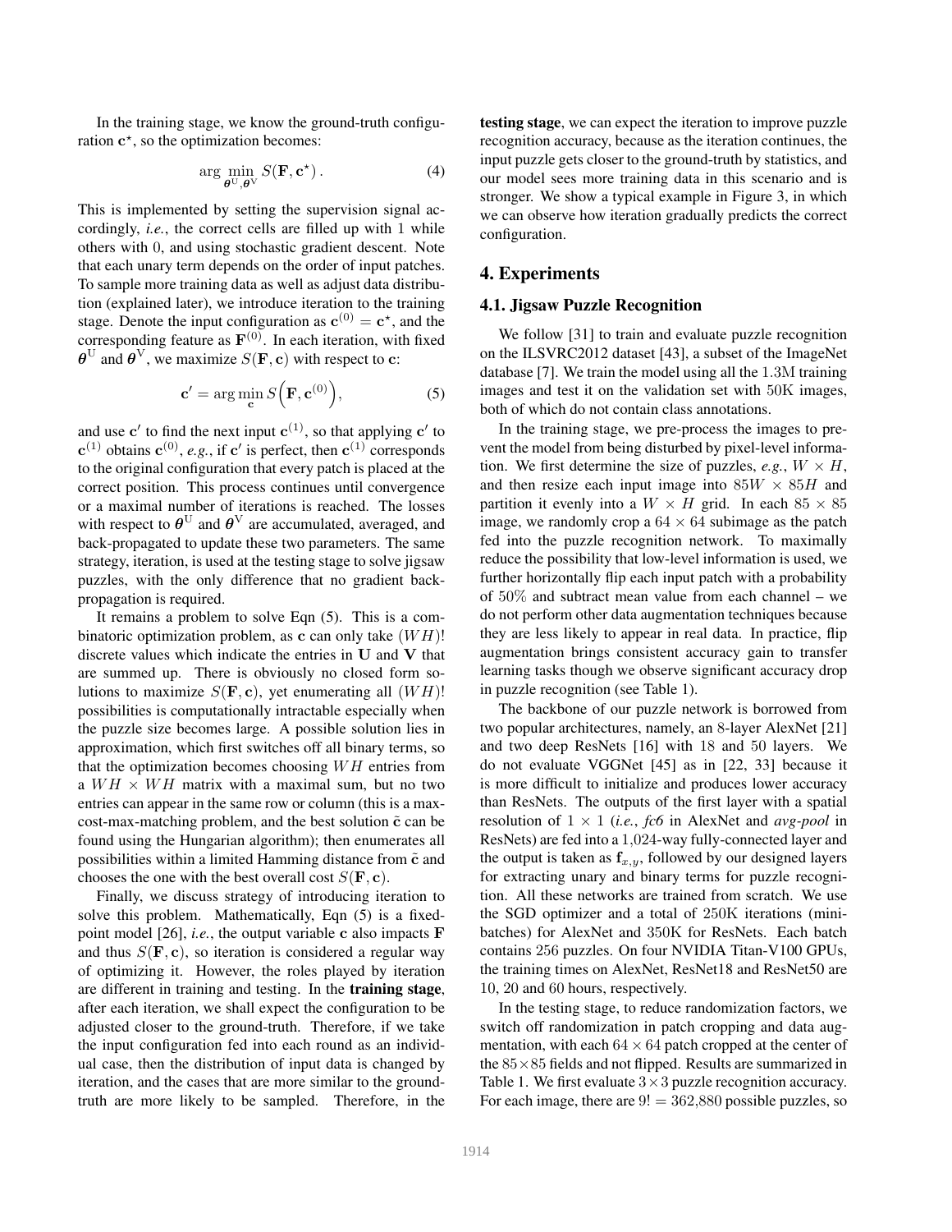In the training stage, we know the ground-truth configuration $\mathbf{c}^{\star}$, so the optimization becomes:

$$\arg\min_{\boldsymbol{\theta}^{\mathrm{U}},\boldsymbol{\theta}^{\mathrm{V}}} S(\mathbf{F},\mathbf{c}^{\star})\,. \tag{4}$$

This is implemented by setting the supervision signal accordingly, *i.e.*, the correct cells are filled up with 1 while others with 0, and using stochastic gradient descent. Note that each unary term depends on the order of input patches. To sample more training data as well as adjust data distribution (explained later), we introduce iteration to the training stage. Denote the input configuration as $\mathbf{c}^{(0)}=\mathbf{c}^{\star}$, and the corresponding feature as $\mathbf{F}^{(0)}$. In each iteration, with fixed $\boldsymbol{\theta}^{\mathrm{U}}$ and $\boldsymbol{\theta}^{\mathrm{V}}$, we maximize $S(\mathbf{F},\mathbf{c})$ with respect to $\mathbf{c}$:

$$\mathbf{c}'=\arg\min_{\mathbf{c}} S\Big(\mathbf{F},\mathbf{c}^{(0)}\Big), \tag{5}$$

and use $\mathbf{c}'$ to find the next input $\mathbf{c}^{(1)}$, so that applying $\mathbf{c}'$ to $\mathbf{c}^{(1)}$ obtains $\mathbf{c}^{(0)}$, *e.g.*, if $\mathbf{c}'$ is perfect, then $\mathbf{c}^{(1)}$ corresponds to the original configuration that every patch is placed at the correct position. This process continues until convergence or a maximal number of iterations is reached. The losses with respect to $\boldsymbol{\theta}^{\mathrm{U}}$ and $\boldsymbol{\theta}^{\mathrm{V}}$ are accumulated, averaged, and back-propagated to update these two parameters. The same strategy, iteration, is used at the testing stage to solve jigsaw puzzles, with the only difference that no gradient back-propagation is required.

It remains a problem to solve Eqn (5). This is a combinatoric optimization problem, as $\mathbf{c}$ can only take $(WH)!$ discrete values which indicate the entries in $\mathbf{U}$ and $\mathbf{V}$ that are summed up. There is obviously no closed form solutions to maximize $S(\mathbf{F},\mathbf{c})$, yet enumerating all $(WH)!$ possibilities is computationally intractable especially when the puzzle size becomes large. A possible solution lies in approximation, which first switches off all binary terms, so that the optimization becomes choosing $WH$ entries from a $WH\times WH$ matrix with a maximal sum, but no two entries can appear in the same row or column (this is a max-cost-max-matching problem, and the best solution $\tilde{\mathbf{c}}$ can be found using the Hungarian algorithm); then enumerates all possibilities within a limited Hamming distance from $\tilde{\mathbf{c}}$ and chooses the one with the best overall cost $S(\mathbf{F},\mathbf{c})$.

Finally, we discuss strategy of introducing iteration to solve this problem. Mathematically, Eqn (5) is a fixed-point model [26], *i.e.*, the output variable $\mathbf{c}$ also impacts $\mathbf{F}$ and thus $S(\mathbf{F},\mathbf{c})$, so iteration is considered a regular way of optimizing it. However, the roles played by iteration are different in training and testing. In the **training stage**, after each iteration, we shall expect the configuration to be adjusted closer to the ground-truth. Therefore, if we take the input configuration fed into each round as an individual case, then the distribution of input data is changed by iteration, and the cases that are more similar to the ground-truth are more likely to be sampled. Therefore, in the **testing stage**, we can expect the iteration to improve puzzle recognition accuracy, because as the iteration continues, the input puzzle gets closer to the ground-truth by statistics, and our model sees more training data in this scenario and is stronger. We show a typical example in Figure 3, in which we can observe how iteration gradually predicts the correct configuration.

## 4. Experiments

### 4.1. Jigsaw Puzzle Recognition

We follow [31] to train and evaluate puzzle recognition on the ILSVRC2012 dataset [43], a subset of the ImageNet database [7]. We train the model using all the 1.3M training images and test it on the validation set with 50K images, both of which do not contain class annotations.

In the training stage, we pre-process the images to prevent the model from being disturbed by pixel-level information. We first determine the size of puzzles, *e.g.*, $W\times H$, and then resize each input image into $85W\times 85H$ and partition it evenly into a $W\times H$ grid. In each $85\times 85$ image, we randomly crop a $64\times 64$ subimage as the patch fed into the puzzle recognition network. To maximally reduce the possibility that low-level information is used, we further horizontally flip each input patch with a probability of $50\%$ and subtract mean value from each channel – we do not perform other data augmentation techniques because they are less likely to appear in real data. In practice, flip augmentation brings consistent accuracy gain to transfer learning tasks though we observe significant accuracy drop in puzzle recognition (see Table 1).

The backbone of our puzzle network is borrowed from two popular architectures, namely, an 8-layer AlexNet [21] and two deep ResNets [16] with 18 and 50 layers. We do not evaluate VGGNet [45] as in [22, 33] because it is more difficult to initialize and produces lower accuracy than ResNets. The outputs of the first layer with a spatial resolution of $1\times 1$ (*i.e.*, *fc6* in AlexNet and *avg-pool* in ResNets) are fed into a 1,024-way fully-connected layer and the output is taken as $\mathbf{f}_{x,y}$, followed by our designed layers for extracting unary and binary terms for puzzle recognition. All these networks are trained from scratch. We use the SGD optimizer and a total of 250K iterations (mini-batches) for AlexNet and 350K for ResNets. Each batch contains 256 puzzles. On four NVIDIA Titan-V100 GPUs, the training times on AlexNet, ResNet18 and ResNet50 are 10, 20 and 60 hours, respectively.

In the testing stage, to reduce randomization factors, we switch off randomization in patch cropping and data augmentation, with each $64\times 64$ patch cropped at the center of the $85\times 85$ fields and not flipped. Results are summarized in Table 1. We first evaluate $3\times 3$ puzzle recognition accuracy. For each image, there are $9!=362{,}880$ possible puzzles, so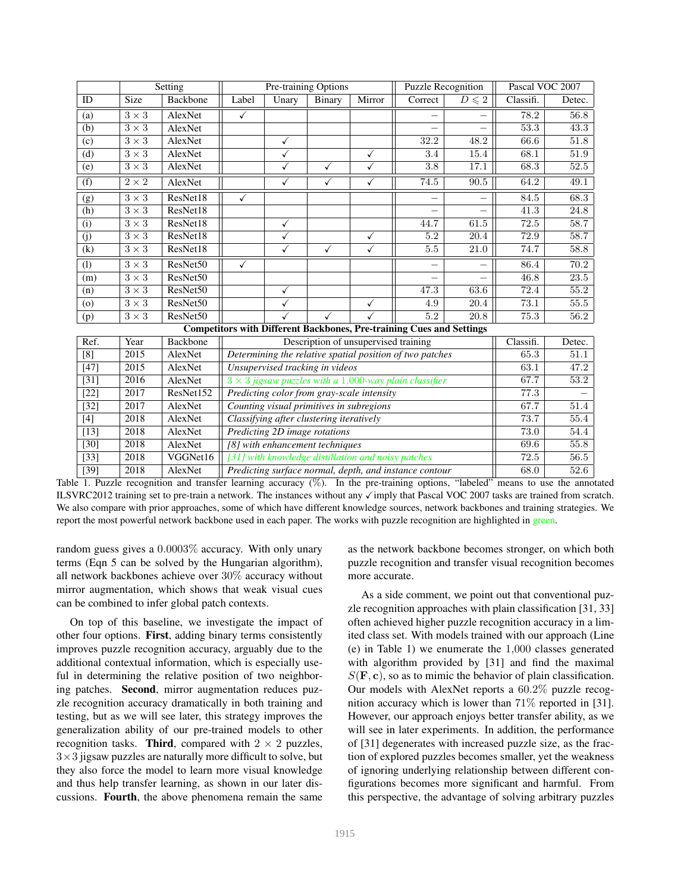| | Setting | | Pre-training Options | | | | Puzzle Recognition | | Pascal VOC 2007 | |
|---|---|---|---|---|---|---|---|---|---|---|
| ID | Size | Backbone | Label | Unary | Binary | Mirror | Correct | $D \leqslant 2$ | Classifi. | Detec. |
| (a) | $3 \times 3$ | AlexNet | ✓ | | | | – | – | 78.2 | 56.8 |
| (b) | $3 \times 3$ | AlexNet | | | | | – | – | 53.3 | 43.3 |
| (c) | $3 \times 3$ | AlexNet | | ✓ | | | 32.2 | 48.2 | 66.6 | 51.8 |
| (d) | $3 \times 3$ | AlexNet | | ✓ | | ✓ | 3.4 | 15.4 | 68.1 | 51.9 |
| (e) | $3 \times 3$ | AlexNet | | ✓ | ✓ | ✓ | 3.8 | 17.1 | 68.3 | 52.5 |
| (f) | $2 \times 2$ | AlexNet | | ✓ | ✓ | ✓ | 74.5 | 90.5 | 64.2 | 49.1 |
| (g) | $3 \times 3$ | ResNet18 | ✓ | | | | – | – | 84.5 | 68.3 |
| (h) | $3 \times 3$ | ResNet18 | | | | | – | – | 41.3 | 24.8 |
| (i) | $3 \times 3$ | ResNet18 | | ✓ | | | 44.7 | 61.5 | 72.5 | 58.7 |
| (j) | $3 \times 3$ | ResNet18 | | ✓ | | ✓ | 5.2 | 20.4 | 72.9 | 58.7 |
| (k) | $3 \times 3$ | ResNet18 | | ✓ | ✓ | ✓ | 5.5 | 21.0 | 74.7 | 58.8 |
| (l) | $3 \times 3$ | ResNet50 | ✓ | | | | – | – | 86.4 | 70.2 |
| (m) | $3 \times 3$ | ResNet50 | | | | | – | – | 46.8 | 23.5 |
| (n) | $3 \times 3$ | ResNet50 | | ✓ | | | 47.3 | 63.6 | 72.4 | 55.2 |
| (o) | $3 \times 3$ | ResNet50 | | ✓ | | ✓ | 4.9 | 20.4 | 73.1 | 55.5 |
| (p) | $3 \times 3$ | ResNet50 | | ✓ | ✓ | ✓ | 5.2 | 20.8 | 75.3 | 56.2 |

**Competitors with Different Backbones, Pre-training Cues and Settings**

| Ref. | Year | Backbone | Description of unsupervised training | Classifi. | Detec. |
|---|---|---|---|---|---|
| [8] | 2015 | AlexNet | *Determining the relative spatial position of two patches* | 65.3 | 51.1 |
| [47] | 2015 | AlexNet | *Unsupervised tracking in videos* | 63.1 | 47.2 |
| [31] | 2016 | AlexNet | *$3 \times 3$ jigsaw puzzles with a 1,000-way plain classifier* | 67.7 | 53.2 |
| [22] | 2017 | ResNet152 | *Predicting color from gray-scale intensity* | 77.3 | – |
| [32] | 2017 | AlexNet | *Counting visual primitives in subregions* | 67.7 | 51.4 |
| [4] | 2018 | AlexNet | *Classifying after clustering iteratively* | 73.7 | 55.4 |
| [13] | 2018 | AlexNet | *Predicting 2D image rotations* | 73.0 | 54.4 |
| [30] | 2018 | AlexNet | *[8] with enhancement techniques* | 69.6 | 55.8 |
| [33] | 2018 | VGGNet16 | *[31] with knowledge distillation and noisy patches* | 72.5 | 56.5 |
| [39] | 2018 | AlexNet | *Predicting surface normal, depth, and instance contour* | 68.0 | 52.6 |

Table 1. Puzzle recognition and transfer learning accuracy (%). In the pre-training options, "labeled" means to use the annotated ILSVRC2012 training set to pre-train a network. The instances without any ✓ imply that Pascal VOC 2007 tasks are trained from scratch. We also compare with prior approaches, some of which have different knowledge sources, network backbones and training strategies. We report the most powerful network backbone used in each paper. The works with puzzle recognition are highlighted in green.

random guess gives a $0.0003\%$ accuracy. With only unary terms (Eqn 5 can be solved by the Hungarian algorithm), all network backbones achieve over $30\%$ accuracy without mirror augmentation, which shows that weak visual cues can be combined to infer global patch contexts.

On top of this baseline, we investigate the impact of other four options. **First**, adding binary terms consistently improves puzzle recognition accuracy, arguably due to the additional contextual information, which is especially useful in determining the relative position of two neighboring patches. **Second**, mirror augmentation reduces puzzle recognition accuracy dramatically in both training and testing, but as we will see later, this strategy improves the generalization ability of our pre-trained models to other recognition tasks. **Third**, compared with $2 \times 2$ puzzles, $3 \times 3$ jigsaw puzzles are naturally more difficult to solve, but they also force the model to learn more visual knowledge and thus help transfer learning, as shown in our later discussions. **Fourth**, the above phenomena remain the same as the network backbone becomes stronger, on which both puzzle recognition and transfer visual recognition becomes more accurate.

As a side comment, we point out that conventional puzzle recognition approaches with plain classification [31, 33] often achieved higher puzzle recognition accuracy in a limited class set. With models trained with our approach (Line (e) in Table 1) we enumerate the 1,000 classes generated with algorithm provided by [31] and find the maximal $S(\mathbf{F}, \mathbf{c})$, so as to mimic the behavior of plain classification. Our models with AlexNet reports a $60.2\%$ puzzle recognition accuracy which is lower than $71\%$ reported in [31]. However, our approach enjoys better transfer ability, as we will see in later experiments. In addition, the performance of [31] degenerates with increased puzzle size, as the fraction of explored puzzles becomes smaller, yet the weakness of ignoring underlying relationship between different configurations becomes more significant and harmful. From this perspective, the advantage of solving arbitrary puzzles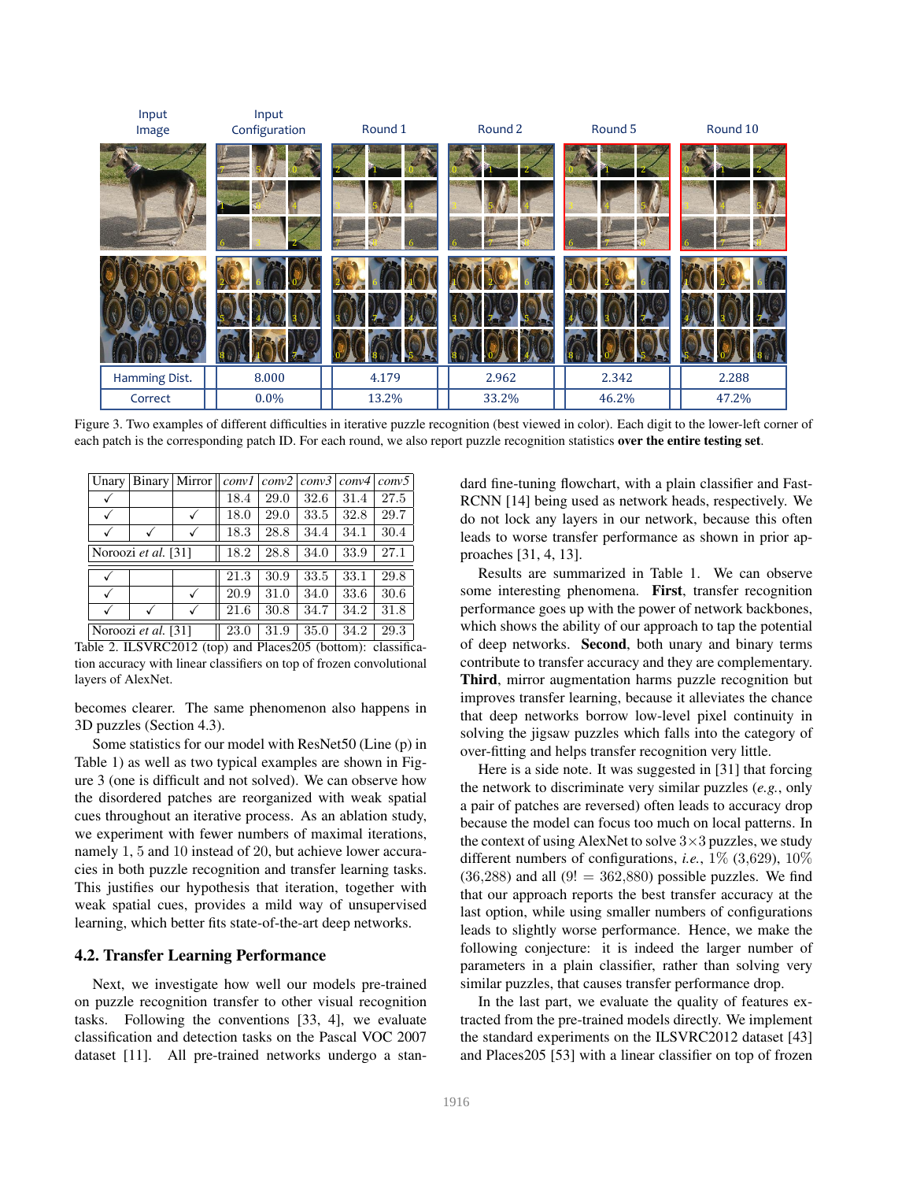Input Image

Input Configuration

Round 1

Round 2

Round 5

Round 10

| Hamming Dist. | 8.000 | 4.179 | 2.962 | 2.342 | 2.288 |
|---|---|---|---|---|---|
| Correct | 0.0% | 13.2% | 33.2% | 46.2% | 47.2% |

Figure 3. Two examples of different difficulties in iterative puzzle recognition (best viewed in color). Each digit to the lower-left corner of each patch is the corresponding patch ID. For each round, we also report puzzle recognition statistics **over the entire testing set**.

| Unary | Binary | Mirror | *conv1* | *conv2* | *conv3* | *conv4* | *conv5* |
|---|---|---|---|---|---|---|---|
| ✓ | | | 18.4 | 29.0 | 32.6 | 31.4 | 27.5 |
| ✓ | | ✓ | 18.0 | 29.0 | 33.5 | 32.8 | 29.7 |
| ✓ | ✓ | ✓ | 18.3 | 28.8 | 34.4 | 34.1 | 30.4 |
| Noroozi *et al.* [31] | | | 18.2 | 28.8 | 34.0 | 33.9 | 27.1 |
| ✓ | | | 21.3 | 30.9 | 33.5 | 33.1 | 29.8 |
| ✓ | | ✓ | 20.9 | 31.0 | 34.0 | 33.6 | 30.6 |
| ✓ | ✓ | ✓ | 21.6 | 30.8 | 34.7 | 34.2 | 31.8 |
| Noroozi *et al.* [31] | | | 23.0 | 31.9 | 35.0 | 34.2 | 29.3 |

Table 2. ILSVRC2012 (top) and Places205 (bottom): classification accuracy with linear classifiers on top of frozen convolutional layers of AlexNet.

becomes clearer. The same phenomenon also happens in 3D puzzles (Section 4.3).

Some statistics for our model with ResNet50 (Line (p) in Table 1) as well as two typical examples are shown in Figure 3 (one is difficult and not solved). We can observe how the disordered patches are reorganized with weak spatial cues throughout an iterative process. As an ablation study, we experiment with fewer numbers of maximal iterations, namely 1, 5 and 10 instead of 20, but achieve lower accuracies in both puzzle recognition and transfer learning tasks. This justifies our hypothesis that iteration, together with weak spatial cues, provides a mild way of unsupervised learning, which better fits state-of-the-art deep networks.

## 4.2. Transfer Learning Performance

Next, we investigate how well our models pre-trained on puzzle recognition transfer to other visual recognition tasks. Following the conventions [33, 4], we evaluate classification and detection tasks on the Pascal VOC 2007 dataset [11]. All pre-trained networks undergo a standard fine-tuning flowchart, with a plain classifier and Fast-RCNN [14] being used as network heads, respectively. We do not lock any layers in our network, because this often leads to worse transfer performance as shown in prior approaches [31, 4, 13].

Results are summarized in Table 1. We can observe some interesting phenomena. **First**, transfer recognition performance goes up with the power of network backbones, which shows the ability of our approach to tap the potential of deep networks. **Second**, both unary and binary terms contribute to transfer accuracy and they are complementary. **Third**, mirror augmentation harms puzzle recognition but improves transfer learning, because it alleviates the chance that deep networks borrow low-level pixel continuity in solving the jigsaw puzzles which falls into the category of over-fitting and helps transfer recognition very little.

Here is a side note. It was suggested in [31] that forcing the network to discriminate very similar puzzles (*e.g.*, only a pair of patches are reversed) often leads to accuracy drop because the model can focus too much on local patterns. In the context of using AlexNet to solve $3\times3$ puzzles, we study different numbers of configurations, *i.e.*, $1\%$ (3,629), $10\%$ (36,288) and all ($9! = 362{,}880$) possible puzzles. We find that our approach reports the best transfer accuracy at the last option, while using smaller numbers of configurations leads to slightly worse performance. Hence, we make the following conjecture: it is indeed the larger number of parameters in a plain classifier, rather than solving very similar puzzles, that causes transfer performance drop.

In the last part, we evaluate the quality of features extracted from the pre-trained models directly. We implement the standard experiments on the ILSVRC2012 dataset [43] and Places205 [53] with a linear classifier on top of frozen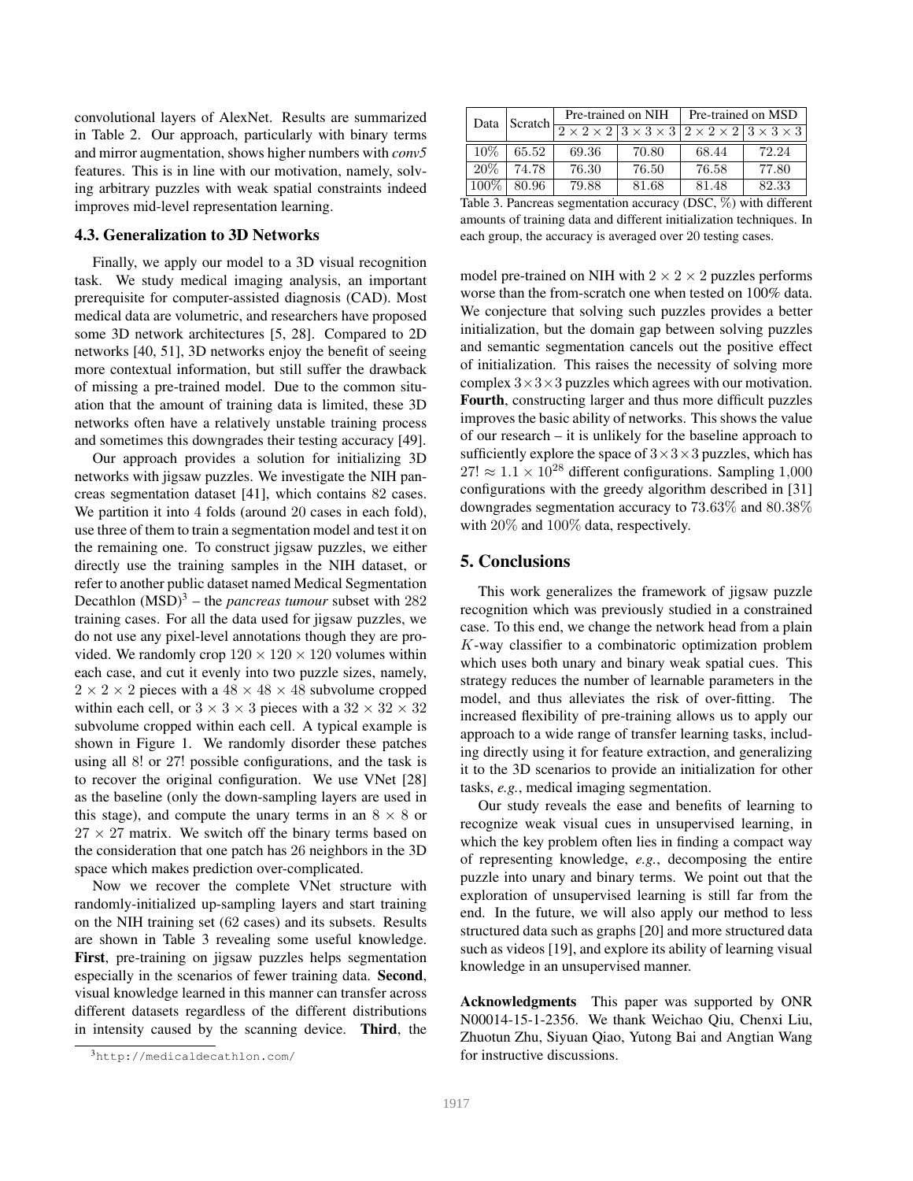convolutional layers of AlexNet. Results are summarized in Table 2. Our approach, particularly with binary terms and mirror augmentation, shows higher numbers with *conv5* features. This is in line with our motivation, namely, solving arbitrary puzzles with weak spatial constraints indeed improves mid-level representation learning.

### 4.3. Generalization to 3D Networks

Finally, we apply our model to a 3D visual recognition task. We study medical imaging analysis, an important prerequisite for computer-assisted diagnosis (CAD). Most medical data are volumetric, and researchers have proposed some 3D network architectures [5, 28]. Compared to 2D networks [40, 51], 3D networks enjoy the benefit of seeing more contextual information, but still suffer the drawback of missing a pre-trained model. Due to the common situation that the amount of training data is limited, these 3D networks often have a relatively unstable training process and sometimes this downgrades their testing accuracy [49].

Our approach provides a solution for initializing 3D networks with jigsaw puzzles. We investigate the NIH pancreas segmentation dataset [41], which contains 82 cases. We partition it into 4 folds (around 20 cases in each fold), use three of them to train a segmentation model and test it on the remaining one. To construct jigsaw puzzles, we either directly use the training samples in the NIH dataset, or refer to another public dataset named Medical Segmentation Decathlon (MSD)[3] – the *pancreas tumour* subset with 282 training cases. For all the data used for jigsaw puzzles, we do not use any pixel-level annotations though they are provided. We randomly crop $120 \times 120 \times 120$ volumes within each case, and cut it evenly into two puzzle sizes, namely, $2 \times 2 \times 2$ pieces with a $48 \times 48 \times 48$ subvolume cropped within each cell, or $3 \times 3 \times 3$ pieces with a $32 \times 32 \times 32$ subvolume cropped within each cell. A typical example is shown in Figure 1. We randomly disorder these patches using all $8!$ or $27!$ possible configurations, and the task is to recover the original configuration. We use VNet [28] as the baseline (only the down-sampling layers are used in this stage), and compute the unary terms in an $8 \times 8$ or $27 \times 27$ matrix. We switch off the binary terms based on the consideration that one patch has 26 neighbors in the 3D space which makes prediction over-complicated.

Now we recover the complete VNet structure with randomly-initialized up-sampling layers and start training on the NIH training set (62 cases) and its subsets. Results are shown in Table 3 revealing some useful knowledge. **First**, pre-training on jigsaw puzzles helps segmentation especially in the scenarios of fewer training data. **Second**, visual knowledge learned in this manner can transfer across different datasets regardless of the different distributions in intensity caused by the scanning device. **Third**, the model pre-trained on NIH with $2 \times 2 \times 2$ puzzles performs worse than the from-scratch one when tested on 100% data. We conjecture that solving such puzzles provides a better initialization, but the domain gap between solving puzzles and semantic segmentation cancels out the positive effect of initialization. This raises the necessity of solving more complex $3 \times 3 \times 3$ puzzles which agrees with our motivation. **Fourth**, constructing larger and thus more difficult puzzles improves the basic ability of networks. This shows the value of our research – it is unlikely for the baseline approach to sufficiently explore the space of $3 \times 3 \times 3$ puzzles, which has $27! \approx 1.1 \times 10^{28}$ different configurations. Sampling 1,000 configurations with the greedy algorithm described in [31] downgrades segmentation accuracy to 73.63% and 80.38% with 20% and 100% data, respectively.

[3] http://medicaldecathlon.com/

| Data | Scratch | Pre-trained on NIH | | Pre-trained on MSD | |
|---|---|---|---|---|---|
| | | $2 \times 2 \times 2$ | $3 \times 3 \times 3$ | $2 \times 2 \times 2$ | $3 \times 3 \times 3$ |
| 10% | 65.52 | 69.36 | 70.80 | 68.44 | 72.24 |
| 20% | 74.78 | 76.30 | 76.50 | 76.58 | 77.80 |
| 100% | 80.96 | 79.88 | 81.68 | 81.48 | 82.33 |

Table 3. Pancreas segmentation accuracy (DSC, %) with different amounts of training data and different initialization techniques. In each group, the accuracy is averaged over 20 testing cases.

## 5. Conclusions

This work generalizes the framework of jigsaw puzzle recognition which was previously studied in a constrained case. To this end, we change the network head from a plain $K$-way classifier to a combinatoric optimization problem which uses both unary and binary weak spatial cues. This strategy reduces the number of learnable parameters in the model, and thus alleviates the risk of over-fitting. The increased flexibility of pre-training allows us to apply our approach to a wide range of transfer learning tasks, including directly using it for feature extraction, and generalizing it to the 3D scenarios to provide an initialization for other tasks, *e.g.*, medical imaging segmentation.

Our study reveals the ease and benefits of learning to recognize weak visual cues in unsupervised learning, in which the key problem often lies in finding a compact way of representing knowledge, *e.g.*, decomposing the entire puzzle into unary and binary terms. We point out that the exploration of unsupervised learning is still far from the end. In the future, we will also apply our method to less structured data such as graphs [20] and more structured data such as videos [19], and explore its ability of learning visual knowledge in an unsupervised manner.

**Acknowledgments** This paper was supported by ONR N00014-15-1-2356. We thank Weichao Qiu, Chenxi Liu, Zhuotun Zhu, Siyuan Qiao, Yutong Bai and Angtian Wang for instructive discussions.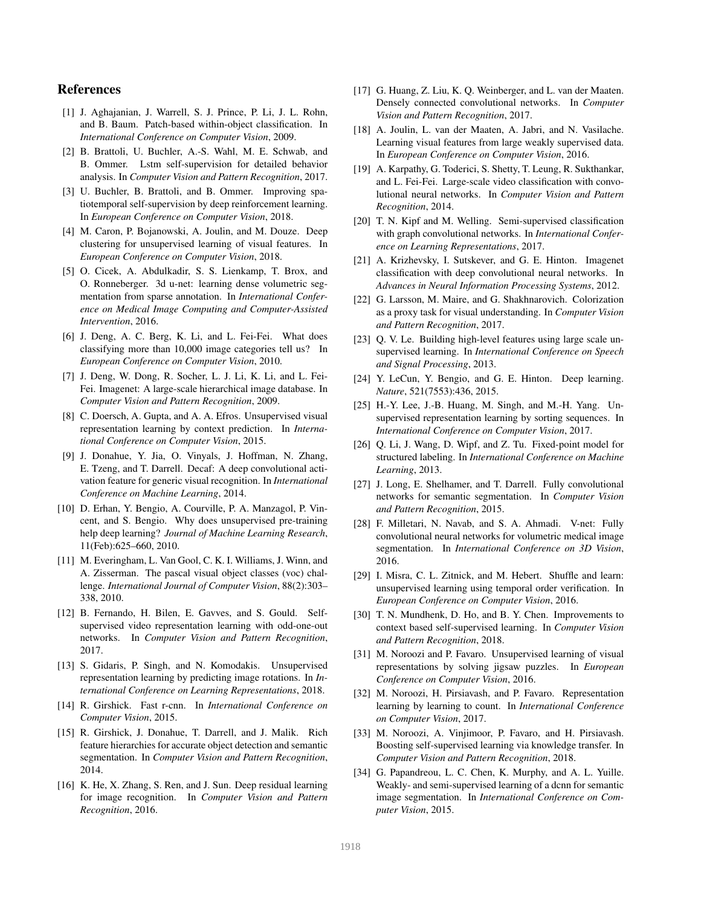## References

- [1] J. Aghajanian, J. Warrell, S. J. Prince, P. Li, J. L. Rohn, and B. Baum. Patch-based within-object classification. In *International Conference on Computer Vision*, 2009.
- [2] B. Brattoli, U. Buchler, A.-S. Wahl, M. E. Schwab, and B. Ommer. Lstm self-supervision for detailed behavior analysis. In *Computer Vision and Pattern Recognition*, 2017.
- [3] U. Buchler, B. Brattoli, and B. Ommer. Improving spatiotemporal self-supervision by deep reinforcement learning. In *European Conference on Computer Vision*, 2018.
- [4] M. Caron, P. Bojanowski, A. Joulin, and M. Douze. Deep clustering for unsupervised learning of visual features. In *European Conference on Computer Vision*, 2018.
- [5] O. Cicek, A. Abdulkadir, S. S. Lienkamp, T. Brox, and O. Ronneberger. 3d u-net: learning dense volumetric segmentation from sparse annotation. In *International Conference on Medical Image Computing and Computer-Assisted Intervention*, 2016.
- [6] J. Deng, A. C. Berg, K. Li, and L. Fei-Fei. What does classifying more than 10,000 image categories tell us? In *European Conference on Computer Vision*, 2010.
- [7] J. Deng, W. Dong, R. Socher, L. J. Li, K. Li, and L. Fei-Fei. Imagenet: A large-scale hierarchical image database. In *Computer Vision and Pattern Recognition*, 2009.
- [8] C. Doersch, A. Gupta, and A. A. Efros. Unsupervised visual representation learning by context prediction. In *International Conference on Computer Vision*, 2015.
- [9] J. Donahue, Y. Jia, O. Vinyals, J. Hoffman, N. Zhang, E. Tzeng, and T. Darrell. Decaf: A deep convolutional activation feature for generic visual recognition. In *International Conference on Machine Learning*, 2014.
- [10] D. Erhan, Y. Bengio, A. Courville, P. A. Manzagol, P. Vincent, and S. Bengio. Why does unsupervised pre-training help deep learning? *Journal of Machine Learning Research*, 11(Feb):625–660, 2010.
- [11] M. Everingham, L. Van Gool, C. K. I. Williams, J. Winn, and A. Zisserman. The pascal visual object classes (voc) challenge. *International Journal of Computer Vision*, 88(2):303–338, 2010.
- [12] B. Fernando, H. Bilen, E. Gavves, and S. Gould. Self-supervised video representation learning with odd-one-out networks. In *Computer Vision and Pattern Recognition*, 2017.
- [13] S. Gidaris, P. Singh, and N. Komodakis. Unsupervised representation learning by predicting image rotations. In *International Conference on Learning Representations*, 2018.
- [14] R. Girshick. Fast r-cnn. In *International Conference on Computer Vision*, 2015.
- [15] R. Girshick, J. Donahue, T. Darrell, and J. Malik. Rich feature hierarchies for accurate object detection and semantic segmentation. In *Computer Vision and Pattern Recognition*, 2014.
- [16] K. He, X. Zhang, S. Ren, and J. Sun. Deep residual learning for image recognition. In *Computer Vision and Pattern Recognition*, 2016.
- [17] G. Huang, Z. Liu, K. Q. Weinberger, and L. van der Maaten. Densely connected convolutional networks. In *Computer Vision and Pattern Recognition*, 2017.
- [18] A. Joulin, L. van der Maaten, A. Jabri, and N. Vasilache. Learning visual features from large weakly supervised data. In *European Conference on Computer Vision*, 2016.
- [19] A. Karpathy, G. Toderici, S. Shetty, T. Leung, R. Sukthankar, and L. Fei-Fei. Large-scale video classification with convolutional neural networks. In *Computer Vision and Pattern Recognition*, 2014.
- [20] T. N. Kipf and M. Welling. Semi-supervised classification with graph convolutional networks. In *International Conference on Learning Representations*, 2017.
- [21] A. Krizhevsky, I. Sutskever, and G. E. Hinton. Imagenet classification with deep convolutional neural networks. In *Advances in Neural Information Processing Systems*, 2012.
- [22] G. Larsson, M. Maire, and G. Shakhnarovich. Colorization as a proxy task for visual understanding. In *Computer Vision and Pattern Recognition*, 2017.
- [23] Q. V. Le. Building high-level features using large scale unsupervised learning. In *International Conference on Speech and Signal Processing*, 2013.
- [24] Y. LeCun, Y. Bengio, and G. E. Hinton. Deep learning. *Nature*, 521(7553):436, 2015.
- [25] H.-Y. Lee, J.-B. Huang, M. Singh, and M.-H. Yang. Unsupervised representation learning by sorting sequences. In *International Conference on Computer Vision*, 2017.
- [26] Q. Li, J. Wang, D. Wipf, and Z. Tu. Fixed-point model for structured labeling. In *International Conference on Machine Learning*, 2013.
- [27] J. Long, E. Shelhamer, and T. Darrell. Fully convolutional networks for semantic segmentation. In *Computer Vision and Pattern Recognition*, 2015.
- [28] F. Milletari, N. Navab, and S. A. Ahmadi. V-net: Fully convolutional neural networks for volumetric medical image segmentation. In *International Conference on 3D Vision*, 2016.
- [29] I. Misra, C. L. Zitnick, and M. Hebert. Shuffle and learn: unsupervised learning using temporal order verification. In *European Conference on Computer Vision*, 2016.
- [30] T. N. Mundhenk, D. Ho, and B. Y. Chen. Improvements to context based self-supervised learning. In *Computer Vision and Pattern Recognition*, 2018.
- [31] M. Noroozi and P. Favaro. Unsupervised learning of visual representations by solving jigsaw puzzles. In *European Conference on Computer Vision*, 2016.
- [32] M. Noroozi, H. Pirsiavash, and P. Favaro. Representation learning by learning to count. In *International Conference on Computer Vision*, 2017.
- [33] M. Noroozi, A. Vinjimoor, P. Favaro, and H. Pirsiavash. Boosting self-supervised learning via knowledge transfer. In *Computer Vision and Pattern Recognition*, 2018.
- [34] G. Papandreou, L. C. Chen, K. Murphy, and A. L. Yuille. Weakly- and semi-supervised learning of a dcnn for semantic image segmentation. In *International Conference on Computer Vision*, 2015.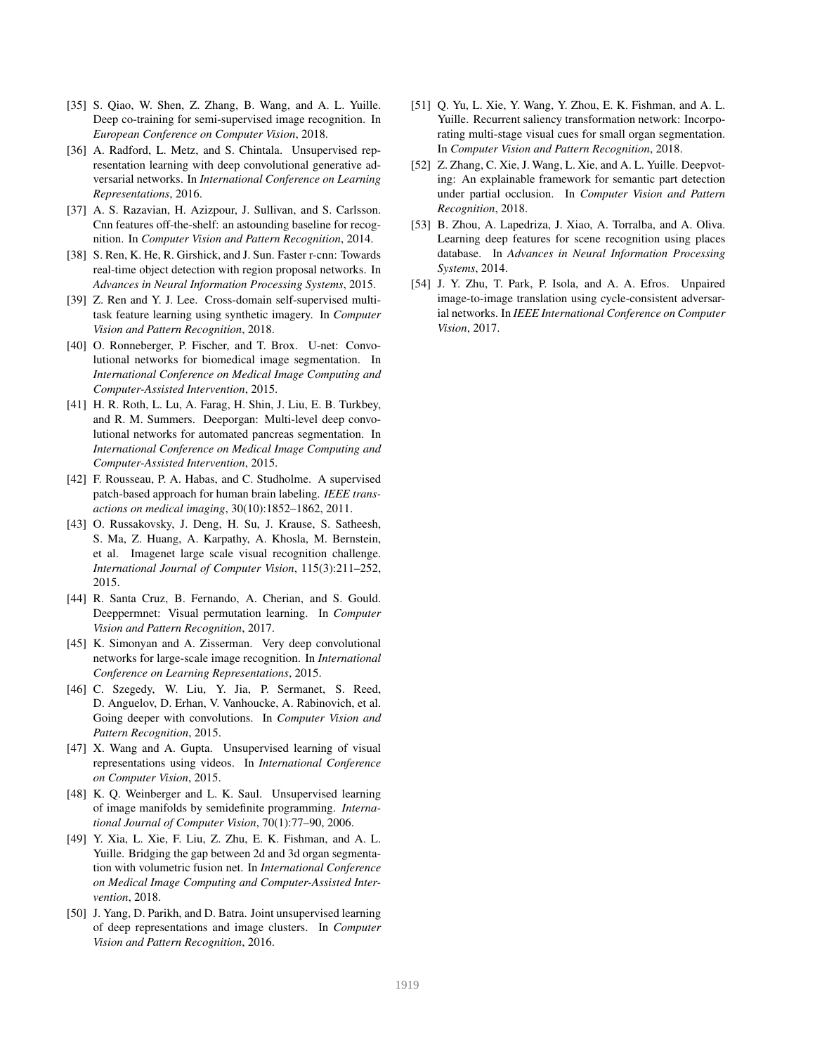[35] S. Qiao, W. Shen, Z. Zhang, B. Wang, and A. L. Yuille. Deep co-training for semi-supervised image recognition. In *European Conference on Computer Vision*, 2018.

[36] A. Radford, L. Metz, and S. Chintala. Unsupervised representation learning with deep convolutional generative adversarial networks. In *International Conference on Learning Representations*, 2016.

[37] A. S. Razavian, H. Azizpour, J. Sullivan, and S. Carlsson. Cnn features off-the-shelf: an astounding baseline for recognition. In *Computer Vision and Pattern Recognition*, 2014.

[38] S. Ren, K. He, R. Girshick, and J. Sun. Faster r-cnn: Towards real-time object detection with region proposal networks. In *Advances in Neural Information Processing Systems*, 2015.

[39] Z. Ren and Y. J. Lee. Cross-domain self-supervised multi-task feature learning using synthetic imagery. In *Computer Vision and Pattern Recognition*, 2018.

[40] O. Ronneberger, P. Fischer, and T. Brox. U-net: Convolutional networks for biomedical image segmentation. In *International Conference on Medical Image Computing and Computer-Assisted Intervention*, 2015.

[41] H. R. Roth, L. Lu, A. Farag, H. Shin, J. Liu, E. B. Turkbey, and R. M. Summers. Deeporgan: Multi-level deep convolutional networks for automated pancreas segmentation. In *International Conference on Medical Image Computing and Computer-Assisted Intervention*, 2015.

[42] F. Rousseau, P. A. Habas, and C. Studholme. A supervised patch-based approach for human brain labeling. *IEEE transactions on medical imaging*, 30(10):1852–1862, 2011.

[43] O. Russakovsky, J. Deng, H. Su, J. Krause, S. Satheesh, S. Ma, Z. Huang, A. Karpathy, A. Khosla, M. Bernstein, et al. Imagenet large scale visual recognition challenge. *International Journal of Computer Vision*, 115(3):211–252, 2015.

[44] R. Santa Cruz, B. Fernando, A. Cherian, and S. Gould. Deeppermnet: Visual permutation learning. In *Computer Vision and Pattern Recognition*, 2017.

[45] K. Simonyan and A. Zisserman. Very deep convolutional networks for large-scale image recognition. In *International Conference on Learning Representations*, 2015.

[46] C. Szegedy, W. Liu, Y. Jia, P. Sermanet, S. Reed, D. Anguelov, D. Erhan, V. Vanhoucke, A. Rabinovich, et al. Going deeper with convolutions. In *Computer Vision and Pattern Recognition*, 2015.

[47] X. Wang and A. Gupta. Unsupervised learning of visual representations using videos. In *International Conference on Computer Vision*, 2015.

[48] K. Q. Weinberger and L. K. Saul. Unsupervised learning of image manifolds by semidefinite programming. *International Journal of Computer Vision*, 70(1):77–90, 2006.

[49] Y. Xia, L. Xie, F. Liu, Z. Zhu, E. K. Fishman, and A. L. Yuille. Bridging the gap between 2d and 3d organ segmentation with volumetric fusion net. In *International Conference on Medical Image Computing and Computer-Assisted Intervention*, 2018.

[50] J. Yang, D. Parikh, and D. Batra. Joint unsupervised learning of deep representations and image clusters. In *Computer Vision and Pattern Recognition*, 2016.

[51] Q. Yu, L. Xie, Y. Wang, Y. Zhou, E. K. Fishman, and A. L. Yuille. Recurrent saliency transformation network: Incorporating multi-stage visual cues for small organ segmentation. In *Computer Vision and Pattern Recognition*, 2018.

[52] Z. Zhang, C. Xie, J. Wang, L. Xie, and A. L. Yuille. Deepvoting: An explainable framework for semantic part detection under partial occlusion. In *Computer Vision and Pattern Recognition*, 2018.

[53] B. Zhou, A. Lapedriza, J. Xiao, A. Torralba, and A. Oliva. Learning deep features for scene recognition using places database. In *Advances in Neural Information Processing Systems*, 2014.

[54] J. Y. Zhu, T. Park, P. Isola, and A. A. Efros. Unpaired image-to-image translation using cycle-consistent adversarial networks. In *IEEE International Conference on Computer Vision*, 2017.